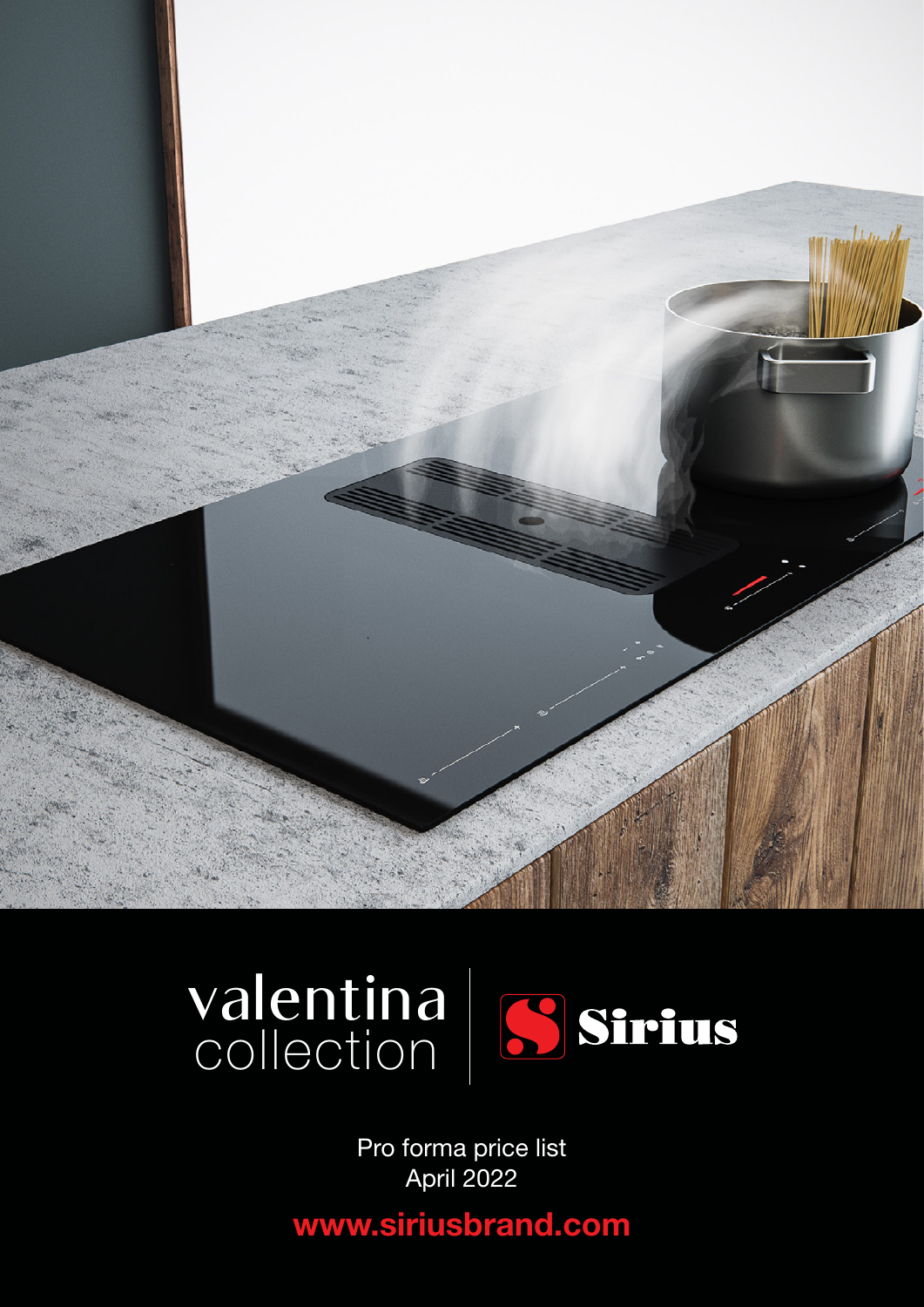valentina
collection

Sirius

Pro forma price list
April 2022

**www.siriusbrand.com**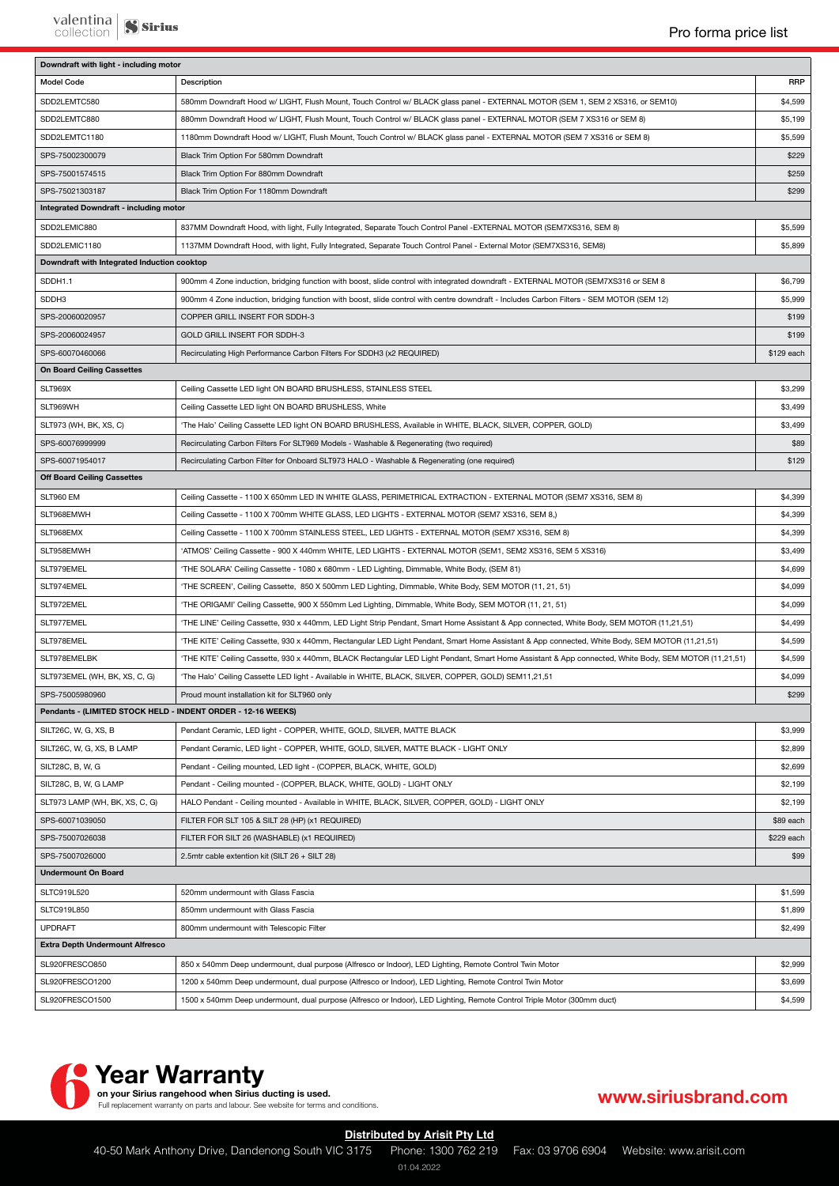| Downdraft with light - including motor | | |
|---|---|---|
| Model Code | Description | RRP |
| SDD2LEMTC580 | 580mm Downdraft Hood w/ LIGHT, Flush Mount, Touch Control w/ BLACK glass panel - EXTERNAL MOTOR (SEM 1, SEM 2 XS316, or SEM10) | $4,599 |
| SDD2LEMTC880 | 880mm Downdraft Hood w/ LIGHT, Flush Mount, Touch Control w/ BLACK glass panel - EXTERNAL MOTOR (SEM 7 XS316 or SEM 8) | $5,199 |
| SDD2LEMTC1180 | 1180mm Downdraft Hood w/ LIGHT, Flush Mount, Touch Control w/ BLACK glass panel - EXTERNAL MOTOR (SEM 7 XS316 or SEM 8) | $5,599 |
| SPS-75002300079 | Black Trim Option For 580mm Downdraft | $229 |
| SPS-75001574515 | Black Trim Option For 880mm Downdraft | $259 |
| SPS-75021303187 | Black Trim Option For 1180mm Downdraft | $299 |
| **Integrated Downdraft - including motor** | | |
| SDD2LEMIC880 | 837MM Downdraft Hood, with light, Fully Integrated, Separate Touch Control Panel -EXTERNAL MOTOR (SEM7XS316, SEM 8) | $5,599 |
| SDD2LEMIC1180 | 1137MM Downdraft Hood, with light, Fully Integrated, Separate Touch Control Panel - External Motor (SEM7XS316, SEM8) | $5,899 |
| **Downdraft with Integrated Induction cooktop** | | |
| SDDH1.1 | 900mm 4 Zone induction, bridging function with boost, slide control with integrated downdraft - EXTERNAL MOTOR (SEM7XS316 or SEM 8 | $6,799 |
| SDDH3 | 900mm 4 Zone induction, bridging function with boost, slide control with centre downdraft - Includes Carbon Filters - SEM MOTOR (SEM 12) | $5,999 |
| SPS-20060020957 | COPPER GRILL INSERT FOR SDDH-3 | $199 |
| SPS-20060024957 | GOLD GRILL INSERT FOR SDDH-3 | $199 |
| SPS-60070460066 | Recirculating High Performance Carbon Filters For SDDH3 (x2 REQUIRED) | $129 each |
| **On Board Ceiling Cassettes** | | |
| SLT969X | Ceiling Cassette LED light ON BOARD BRUSHLESS, STAINLESS STEEL | $3,299 |
| SLT969WH | Ceiling Cassette LED light ON BOARD BRUSHLESS, White | $3,499 |
| SLT973 (WH, BK, XS, C) | 'The Halo' Ceiling Cassette LED light ON BOARD BRUSHLESS, Available in WHITE, BLACK, SILVER, COPPER, GOLD) | $3,499 |
| SPS-60076999999 | Recirculating Carbon Filters For SLT969 Models - Washable & Regenerating (two required) | $89 |
| SPS-60071954017 | Recirculating Carbon Filter for Onboard SLT973 HALO - Washable & Regenerating (one required) | $129 |
| **Off Board Ceiling Cassettes** | | |
| SLT960 EM | Ceiling Cassette - 1100 X 650mm LED IN WHITE GLASS, PERIMETRICAL EXTRACTION - EXTERNAL MOTOR (SEM7 XS316, SEM 8) | $4,399 |
| SLT968EMWH | Ceiling Cassette - 1100 X 700mm WHITE GLASS, LED LIGHTS - EXTERNAL MOTOR (SEM7 XS316, SEM 8,) | $4,399 |
| SLT968EMX | Ceiling Cassette - 1100 X 700mm STAINLESS STEEL, LED LIGHTS - EXTERNAL MOTOR (SEM7 XS316, SEM 8) | $4,399 |
| SLT958EMWH | 'ATMOS' Ceiling Cassette - 900 X 440mm WHITE, LED LIGHTS - EXTERNAL MOTOR (SEM1, SEM2 XS316, SEM 5 XS316) | $3,499 |
| SLT979EMEL | 'THE SOLARA' Ceiling Cassette - 1080 x 680mm - LED Lighting, Dimmable, White Body, (SEM 81) | $4,699 |
| SLT974EMEL | 'THE SCREEN', Ceiling Cassette, 850 X 500mm LED Lighting, Dimmable, White Body, SEM MOTOR (11, 21, 51) | $4,099 |
| SLT972EMEL | 'THE ORIGAMI' Ceiling Cassette, 900 X 550mm Led Lighting, Dimmable, White Body, SEM MOTOR (11, 21, 51) | $4,099 |
| SLT977EMEL | 'THE LINE' Ceiling Cassette, 930 x 440mm, LED Light Strip Pendant, Smart Home Assistant & App connected, White Body, SEM MOTOR (11,21,51) | $4,499 |
| SLT978EMEL | 'THE KITE' Ceiling Cassette, 930 x 440mm, Rectangular LED Light Pendant, Smart Home Assistant & App connected, White Body, SEM MOTOR (11,21,51) | $4,599 |
| SLT978EMELBK | 'THE KITE' Ceiling Cassette, 930 x 440mm, BLACK Rectangular LED Light Pendant, Smart Home Assistant & App connected, White Body, SEM MOTOR (11,21,51) | $4,599 |
| SLT973EMEL (WH, BK, XS, C, G) | 'The Halo' Ceiling Cassette LED light - Available in WHITE, BLACK, SILVER, COPPER, GOLD) SEM11,21,51 | $4,099 |
| SPS-75005980960 | Proud mount installation kit for SLT960 only | $299 |
| **Pendants - (LIMITED STOCK HELD - INDENT ORDER - 12-16 WEEKS)** | | |
| SILT26C, W, G, XS, B | Pendant Ceramic, LED light - COPPER, WHITE, GOLD, SILVER, MATTE BLACK | $3,999 |
| SILT26C, W, G, XS, B LAMP | Pendant Ceramic, LED light - COPPER, WHITE, GOLD, SILVER, MATTE BLACK - LIGHT ONLY | $2,899 |
| SILT28C, B, W, G | Pendant - Ceiling mounted, LED light - (COPPER, BLACK, WHITE, GOLD) | $2,699 |
| SILT28C, B, W, G LAMP | Pendant - Ceiling mounted - (COPPER, BLACK, WHITE, GOLD) - LIGHT ONLY | $2,199 |
| SLT973 LAMP (WH, BK, XS, C, G) | HALO Pendant - Ceiling mounted - Available in WHITE, BLACK, SILVER, COPPER, GOLD) - LIGHT ONLY | $2,199 |
| SPS-60071039050 | FILTER FOR SLT 105 & SILT 28 (HP) (x1 REQUIRED) | $89 each |
| SPS-75007026038 | FILTER FOR SILT 26 (WASHABLE) (x1 REQUIRED) | $229 each |
| SPS-75007026000 | 2.5mtr cable extention kit (SILT 26 + SILT 28) | $99 |
| **Undermount On Board** | | |
| SLTC919L520 | 520mm undermount with Glass Fascia | $1,599 |
| SLTC919L850 | 850mm undermount with Glass Fascia | $1,899 |
| UPDRAFT | 800mm undermount with Telescopic Filter | $2,499 |
| **Extra Depth Undermount Alfresco** | | |
| SL920FRESCO850 | 850 x 540mm Deep undermount, dual purpose (Alfresco or Indoor), LED Lighting, Remote Control Twin Motor | $2,999 |
| SL920FRESCO1200 | 1200 x 540mm Deep undermount, dual purpose (Alfresco or Indoor), LED Lighting, Remote Control Twin Motor | $3,699 |
| SL920FRESCO1500 | 1500 x 540mm Deep undermount, dual purpose (Alfresco or Indoor), LED Lighting, Remote Control Triple Motor (300mm duct) | $4,599 |

**6 Year Warranty**
**on your Sirius rangehood when Sirius ducting is used.**
Full replacement warranty on parts and labour. See website for terms and conditions.

**www.siriusbrand.com**

**Distributed by Arisit Pty Ltd**
40-50 Mark Anthony Drive, Dandenong South VIC 3175 Phone: 1300 762 219 Fax: 03 9706 6904 Website: www.arisit.com

01.04.2022